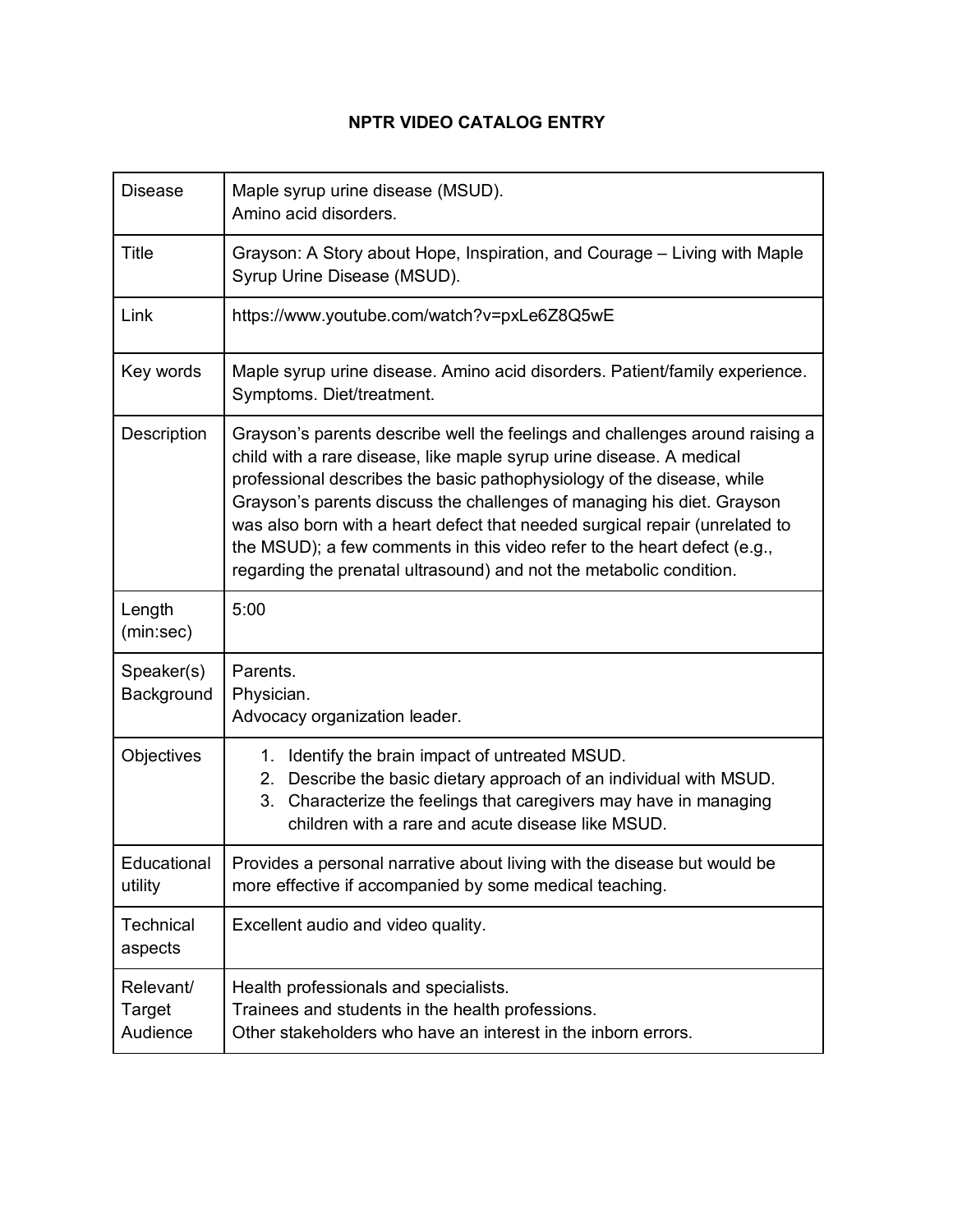# NPTR VIDEO CATALOG ENTRY

| | |
|---|---|
| Disease | Maple syrup urine disease (MSUD).<br>Amino acid disorders. |
| Title | Grayson: A Story about Hope, Inspiration, and Courage – Living with Maple Syrup Urine Disease (MSUD). |
| Link | https://www.youtube.com/watch?v=pxLe6Z8Q5wE |
| Key words | Maple syrup urine disease. Amino acid disorders. Patient/family experience. Symptoms. Diet/treatment. |
| Description | Grayson's parents describe well the feelings and challenges around raising a child with a rare disease, like maple syrup urine disease. A medical professional describes the basic pathophysiology of the disease, while Grayson's parents discuss the challenges of managing his diet. Grayson was also born with a heart defect that needed surgical repair (unrelated to the MSUD); a few comments in this video refer to the heart defect (e.g., regarding the prenatal ultrasound) and not the metabolic condition. |
| Length (min:sec) | 5:00 |
| Speaker(s) Background | Parents.<br>Physician.<br>Advocacy organization leader. |
| Objectives | 1. Identify the brain impact of untreated MSUD.<br>2. Describe the basic dietary approach of an individual with MSUD.<br>3. Characterize the feelings that caregivers may have in managing children with a rare and acute disease like MSUD. |
| Educational utility | Provides a personal narrative about living with the disease but would be more effective if accompanied by some medical teaching. |
| Technical aspects | Excellent audio and video quality. |
| Relevant/ Target Audience | Health professionals and specialists.<br>Trainees and students in the health professions.<br>Other stakeholders who have an interest in the inborn errors. |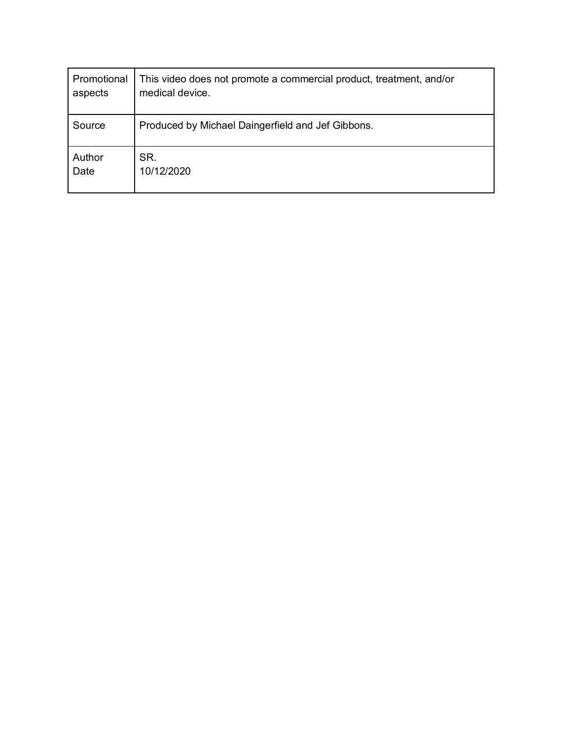| | |
|---|---|
| Promotional aspects | This video does not promote a commercial product, treatment, and/or medical device. |
| Source | Produced by Michael Daingerfield and Jef Gibbons. |
| Author<br>Date | SR.<br>10/12/2020 |